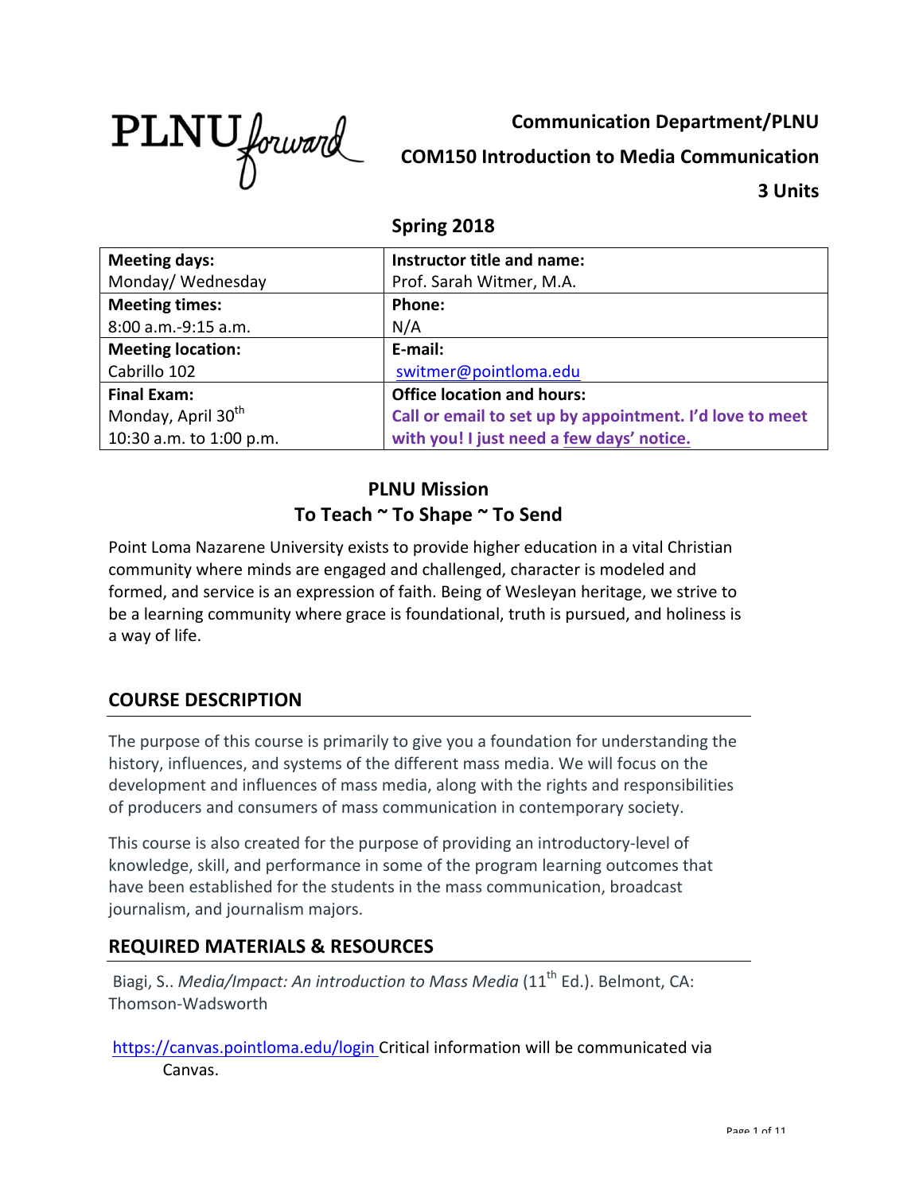PLNU forward

**Communication Department/PLNU**

**COM150 Introduction to Media Communication**

**3 Units**

**Spring 2018**

| **Meeting days:** Monday/ Wednesday | **Instructor title and name:** Prof. Sarah Witmer, M.A. |
|---|---|
| **Meeting times:** 8:00 a.m.-9:15 a.m. | **Phone:** N/A |
| **Meeting location:** Cabrillo 102 | **E-mail:** switmer@pointloma.edu |
| **Final Exam:** Monday, April 30th 10:30 a.m. to 1:00 p.m. | **Office location and hours:** **Call or email to set up by appointment. I'd love to meet with you! I just need a few days' notice.** |

## PLNU Mission
## To Teach ~ To Shape ~ To Send

Point Loma Nazarene University exists to provide higher education in a vital Christian community where minds are engaged and challenged, character is modeled and formed, and service is an expression of faith. Being of Wesleyan heritage, we strive to be a learning community where grace is foundational, truth is pursued, and holiness is a way of life.

## COURSE DESCRIPTION

The purpose of this course is primarily to give you a foundation for understanding the history, influences, and systems of the different mass media. We will focus on the development and influences of mass media, along with the rights and responsibilities of producers and consumers of mass communication in contemporary society.

This course is also created for the purpose of providing an introductory-level of knowledge, skill, and performance in some of the program learning outcomes that have been established for the students in the mass communication, broadcast journalism, and journalism majors.

## REQUIRED MATERIALS & RESOURCES

Biagi, S.. *Media/Impact: An introduction to Mass Media* (11th Ed.). Belmont, CA: Thomson-Wadsworth

https://canvas.pointloma.edu/login Critical information will be communicated via Canvas.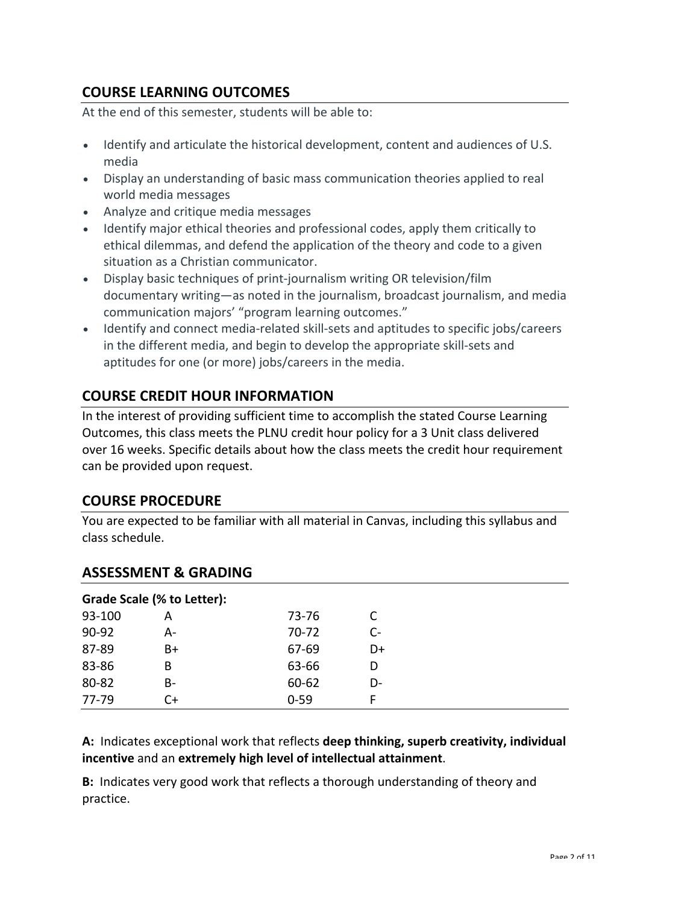## COURSE LEARNING OUTCOMES

At the end of this semester, students will be able to:

- Identify and articulate the historical development, content and audiences of U.S. media
- Display an understanding of basic mass communication theories applied to real world media messages
- Analyze and critique media messages
- Identify major ethical theories and professional codes, apply them critically to ethical dilemmas, and defend the application of the theory and code to a given situation as a Christian communicator.
- Display basic techniques of print-journalism writing OR television/film documentary writing—as noted in the journalism, broadcast journalism, and media communication majors' "program learning outcomes."
- Identify and connect media-related skill-sets and aptitudes to specific jobs/careers in the different media, and begin to develop the appropriate skill-sets and aptitudes for one (or more) jobs/careers in the media.

## COURSE CREDIT HOUR INFORMATION

In the interest of providing sufficient time to accomplish the stated Course Learning Outcomes, this class meets the PLNU credit hour policy for a 3 Unit class delivered over 16 weeks. Specific details about how the class meets the credit hour requirement can be provided upon request.

## COURSE PROCEDURE

You are expected to be familiar with all material in Canvas, including this syllabus and class schedule.

## ASSESSMENT & GRADING

**Grade Scale (% to Letter):**

| | | | |
|---|---|---|---|
| 93-100 | A | 73-76 | C |
| 90-92 | A- | 70-72 | C- |
| 87-89 | B+ | 67-69 | D+ |
| 83-86 | B | 63-66 | D |
| 80-82 | B- | 60-62 | D- |
| 77-79 | C+ | 0-59 | F |

**A:** Indicates exceptional work that reflects **deep thinking, superb creativity, individual incentive** and an **extremely high level of intellectual attainment**.

**B:** Indicates very good work that reflects a thorough understanding of theory and practice.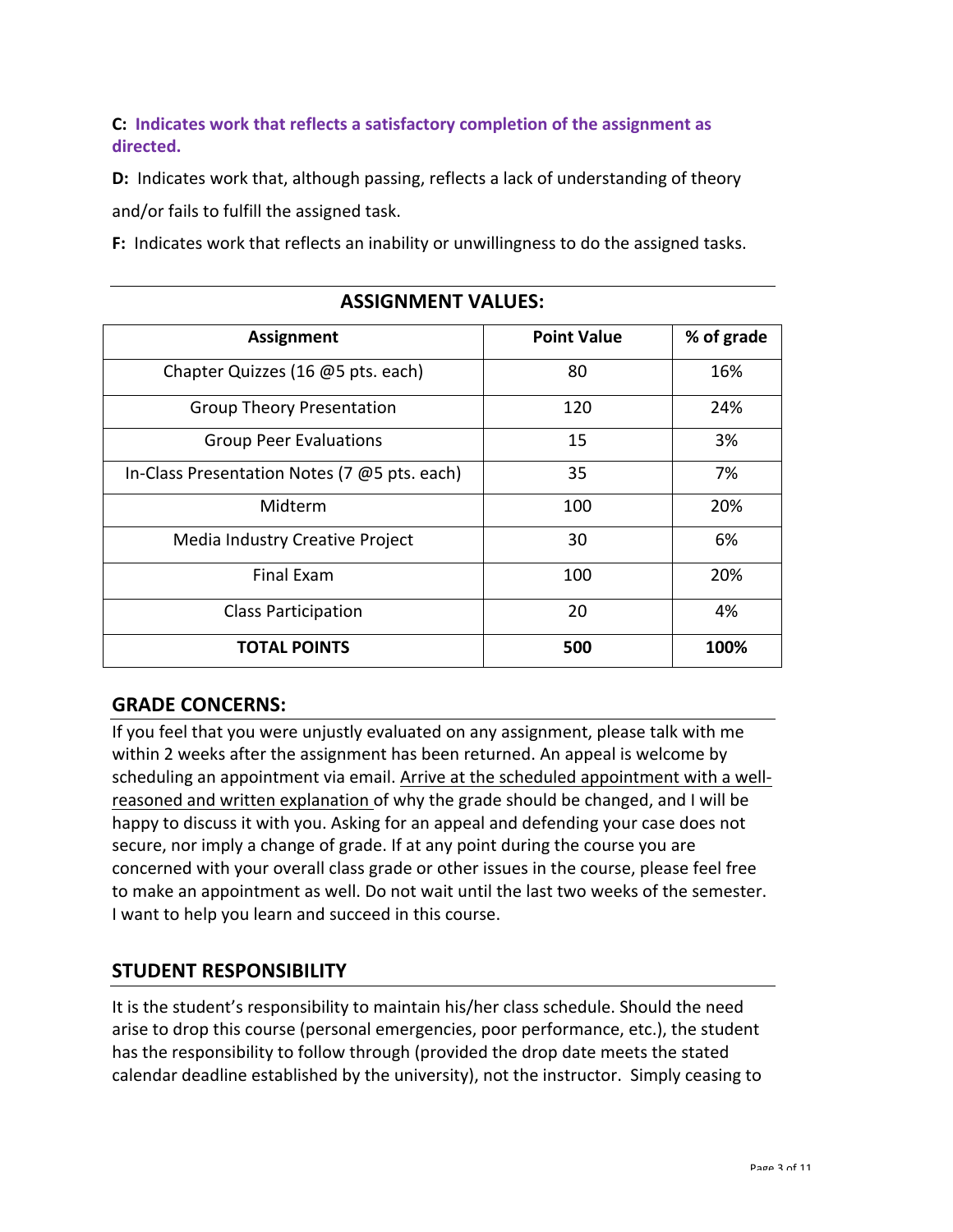**C: Indicates work that reflects a satisfactory completion of the assignment as directed.**

**D:** Indicates work that, although passing, reflects a lack of understanding of theory and/or fails to fulfill the assigned task.

**F:** Indicates work that reflects an inability or unwillingness to do the assigned tasks.

## ASSIGNMENT VALUES:

| Assignment | Point Value | % of grade |
|---|---|---|
| Chapter Quizzes (16 @5 pts. each) | 80 | 16% |
| Group Theory Presentation | 120 | 24% |
| Group Peer Evaluations | 15 | 3% |
| In-Class Presentation Notes (7 @5 pts. each) | 35 | 7% |
| Midterm | 100 | 20% |
| Media Industry Creative Project | 30 | 6% |
| Final Exam | 100 | 20% |
| Class Participation | 20 | 4% |
| **TOTAL POINTS** | **500** | **100%** |

## GRADE CONCERNS:

If you feel that you were unjustly evaluated on any assignment, please talk with me within 2 weeks after the assignment has been returned. An appeal is welcome by scheduling an appointment via email. Arrive at the scheduled appointment with a well-reasoned and written explanation of why the grade should be changed, and I will be happy to discuss it with you. Asking for an appeal and defending your case does not secure, nor imply a change of grade. If at any point during the course you are concerned with your overall class grade or other issues in the course, please feel free to make an appointment as well. Do not wait until the last two weeks of the semester. I want to help you learn and succeed in this course.

## STUDENT RESPONSIBILITY

It is the student's responsibility to maintain his/her class schedule. Should the need arise to drop this course (personal emergencies, poor performance, etc.), the student has the responsibility to follow through (provided the drop date meets the stated calendar deadline established by the university), not the instructor. Simply ceasing to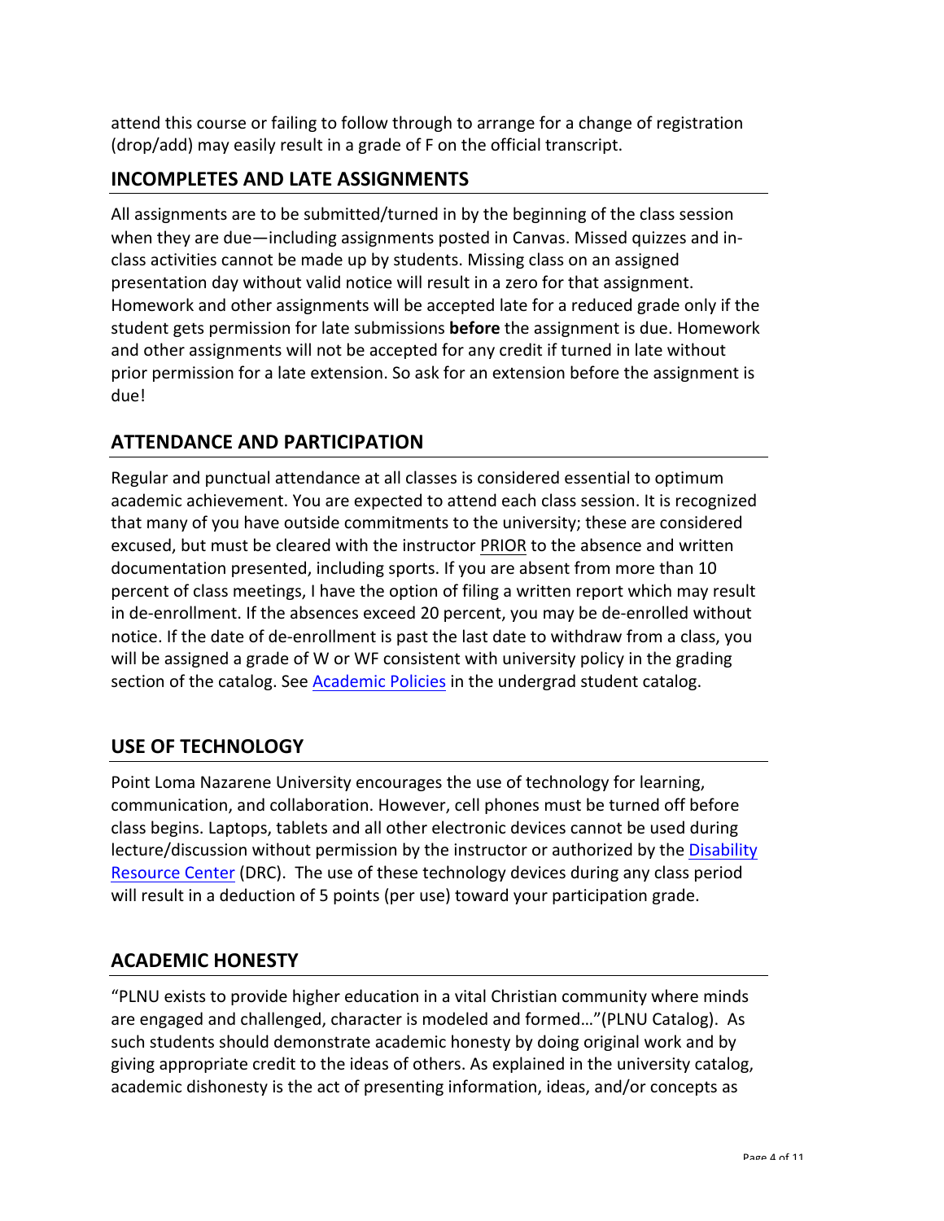attend this course or failing to follow through to arrange for a change of registration (drop/add) may easily result in a grade of F on the official transcript.

## INCOMPLETES AND LATE ASSIGNMENTS

All assignments are to be submitted/turned in by the beginning of the class session when they are due—including assignments posted in Canvas. Missed quizzes and in-class activities cannot be made up by students. Missing class on an assigned presentation day without valid notice will result in a zero for that assignment. Homework and other assignments will be accepted late for a reduced grade only if the student gets permission for late submissions **before** the assignment is due. Homework and other assignments will not be accepted for any credit if turned in late without prior permission for a late extension. So ask for an extension before the assignment is due!

## ATTENDANCE AND PARTICIPATION

Regular and punctual attendance at all classes is considered essential to optimum academic achievement. You are expected to attend each class session. It is recognized that many of you have outside commitments to the university; these are considered excused, but must be cleared with the instructor PRIOR to the absence and written documentation presented, including sports. If you are absent from more than 10 percent of class meetings, I have the option of filing a written report which may result in de-enrollment. If the absences exceed 20 percent, you may be de-enrolled without notice. If the date of de-enrollment is past the last date to withdraw from a class, you will be assigned a grade of W or WF consistent with university policy in the grading section of the catalog. See Academic Policies in the undergrad student catalog.

## USE OF TECHNOLOGY

Point Loma Nazarene University encourages the use of technology for learning, communication, and collaboration. However, cell phones must be turned off before class begins. Laptops, tablets and all other electronic devices cannot be used during lecture/discussion without permission by the instructor or authorized by the Disability Resource Center (DRC). The use of these technology devices during any class period will result in a deduction of 5 points (per use) toward your participation grade.

## ACADEMIC HONESTY

"PLNU exists to provide higher education in a vital Christian community where minds are engaged and challenged, character is modeled and formed…"(PLNU Catalog). As such students should demonstrate academic honesty by doing original work and by giving appropriate credit to the ideas of others. As explained in the university catalog, academic dishonesty is the act of presenting information, ideas, and/or concepts as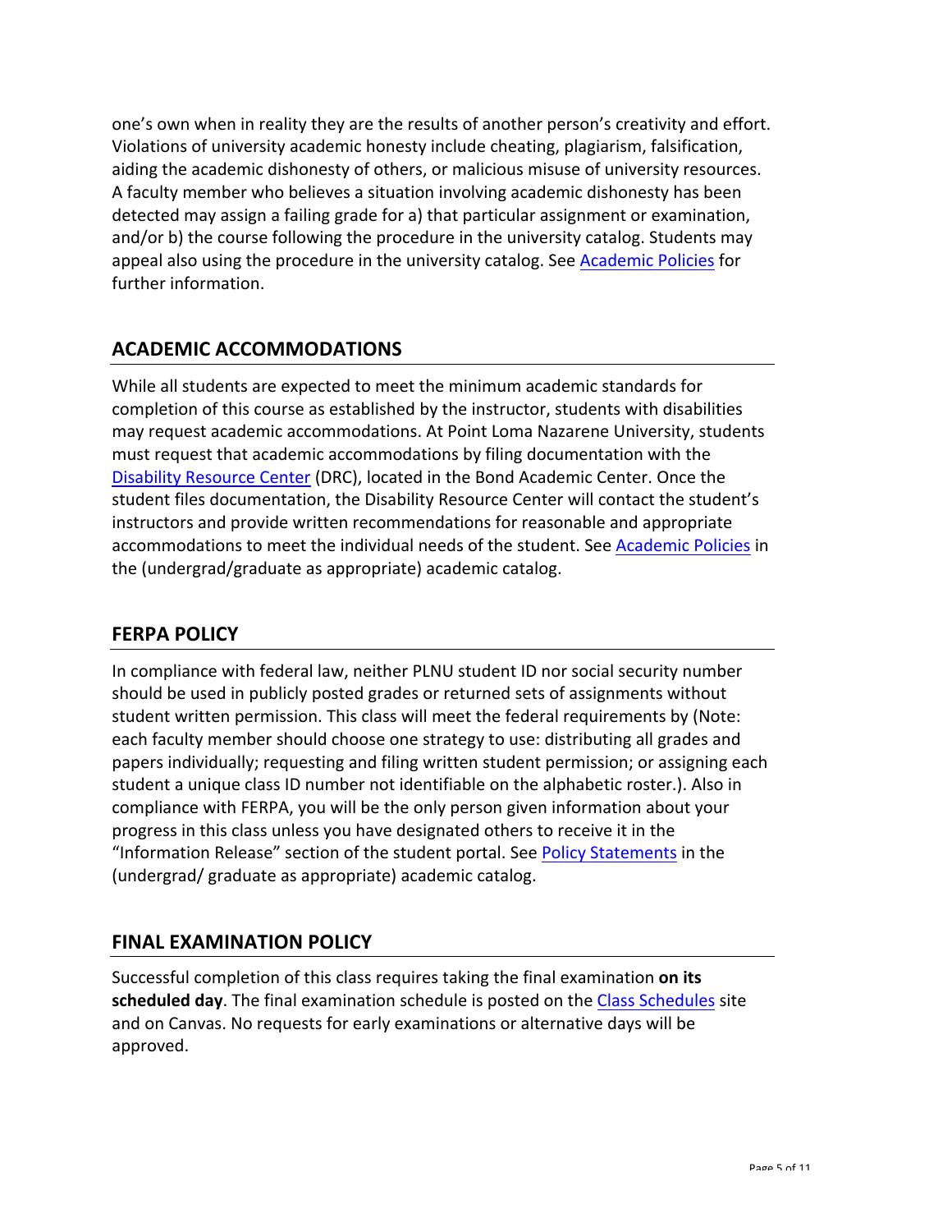one's own when in reality they are the results of another person's creativity and effort. Violations of university academic honesty include cheating, plagiarism, falsification, aiding the academic dishonesty of others, or malicious misuse of university resources. A faculty member who believes a situation involving academic dishonesty has been detected may assign a failing grade for a) that particular assignment or examination, and/or b) the course following the procedure in the university catalog. Students may appeal also using the procedure in the university catalog. See Academic Policies for further information.

## ACADEMIC ACCOMMODATIONS

While all students are expected to meet the minimum academic standards for completion of this course as established by the instructor, students with disabilities may request academic accommodations. At Point Loma Nazarene University, students must request that academic accommodations by filing documentation with the Disability Resource Center (DRC), located in the Bond Academic Center. Once the student files documentation, the Disability Resource Center will contact the student's instructors and provide written recommendations for reasonable and appropriate accommodations to meet the individual needs of the student. See Academic Policies in the (undergrad/graduate as appropriate) academic catalog.

## FERPA POLICY

In compliance with federal law, neither PLNU student ID nor social security number should be used in publicly posted grades or returned sets of assignments without student written permission. This class will meet the federal requirements by (Note: each faculty member should choose one strategy to use: distributing all grades and papers individually; requesting and filing written student permission; or assigning each student a unique class ID number not identifiable on the alphabetic roster.). Also in compliance with FERPA, you will be the only person given information about your progress in this class unless you have designated others to receive it in the "Information Release" section of the student portal. See Policy Statements in the (undergrad/ graduate as appropriate) academic catalog.

## FINAL EXAMINATION POLICY

Successful completion of this class requires taking the final examination **on its scheduled day**. The final examination schedule is posted on the Class Schedules site and on Canvas. No requests for early examinations or alternative days will be approved.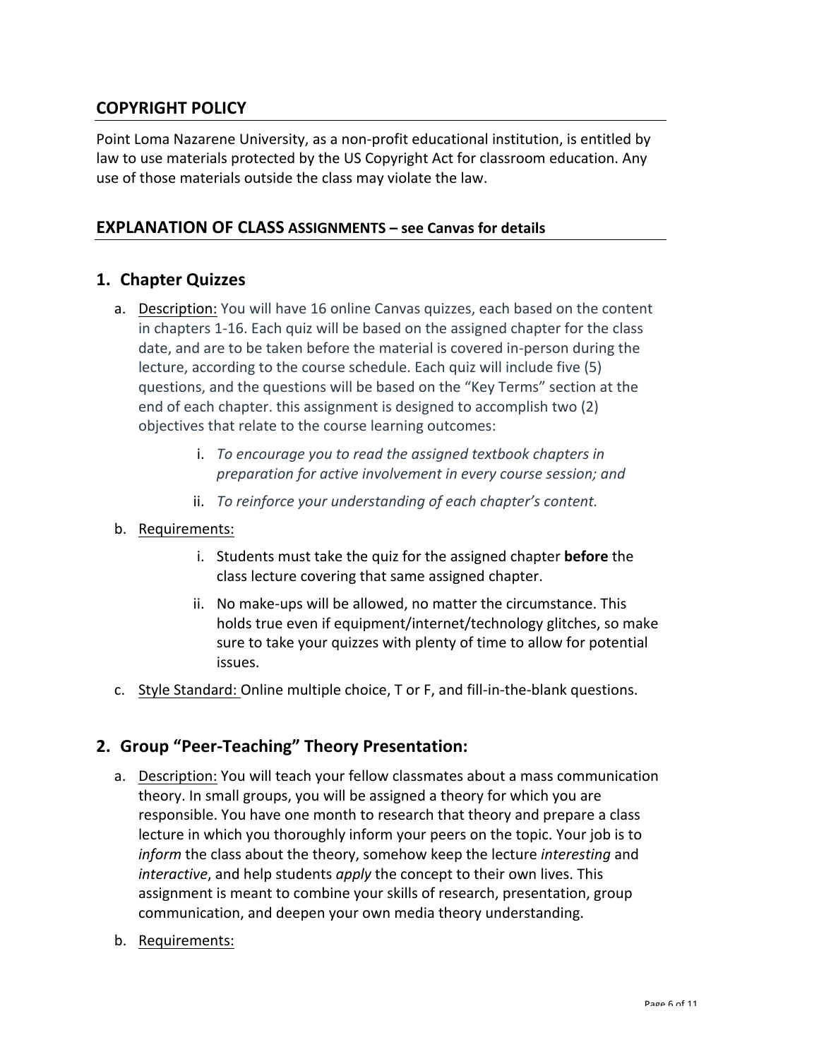## COPYRIGHT POLICY

Point Loma Nazarene University, as a non-profit educational institution, is entitled by law to use materials protected by the US Copyright Act for classroom education. Any use of those materials outside the class may violate the law.

## EXPLANATION OF CLASS ASSIGNMENTS – see Canvas for details

### 1. Chapter Quizzes

a. Description: You will have 16 online Canvas quizzes, each based on the content in chapters 1-16. Each quiz will be based on the assigned chapter for the class date, and are to be taken before the material is covered in-person during the lecture, according to the course schedule. Each quiz will include five (5) questions, and the questions will be based on the "Key Terms" section at the end of each chapter. this assignment is designed to accomplish two (2) objectives that relate to the course learning outcomes:

   i. *To encourage you to read the assigned textbook chapters in preparation for active involvement in every course session; and*

   ii. *To reinforce your understanding of each chapter's content.*

b. Requirements:

   i. Students must take the quiz for the assigned chapter **before** the class lecture covering that same assigned chapter.

   ii. No make-ups will be allowed, no matter the circumstance. This holds true even if equipment/internet/technology glitches, so make sure to take your quizzes with plenty of time to allow for potential issues.

c. Style Standard: Online multiple choice, T or F, and fill-in-the-blank questions.

### 2. Group "Peer-Teaching" Theory Presentation:

a. Description: You will teach your fellow classmates about a mass communication theory. In small groups, you will be assigned a theory for which you are responsible. You have one month to research that theory and prepare a class lecture in which you thoroughly inform your peers on the topic. Your job is to *inform* the class about the theory, somehow keep the lecture *interesting* and *interactive*, and help students *apply* the concept to their own lives. This assignment is meant to combine your skills of research, presentation, group communication, and deepen your own media theory understanding.

b. Requirements: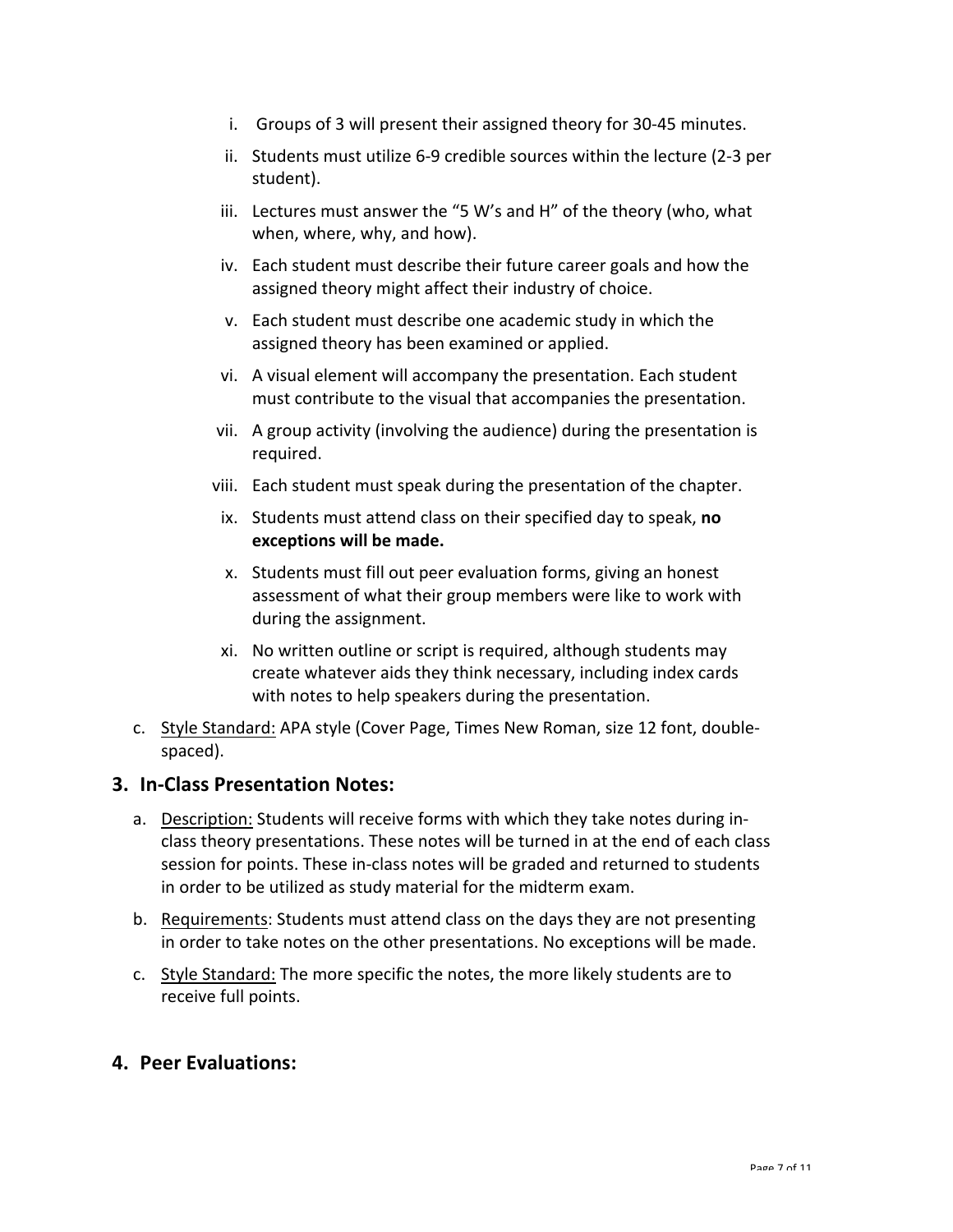i. Groups of 3 will present their assigned theory for 30-45 minutes.

ii. Students must utilize 6-9 credible sources within the lecture (2-3 per student).

iii. Lectures must answer the "5 W's and H" of the theory (who, what when, where, why, and how).

iv. Each student must describe their future career goals and how the assigned theory might affect their industry of choice.

v. Each student must describe one academic study in which the assigned theory has been examined or applied.

vi. A visual element will accompany the presentation. Each student must contribute to the visual that accompanies the presentation.

vii. A group activity (involving the audience) during the presentation is required.

viii. Each student must speak during the presentation of the chapter.

ix. Students must attend class on their specified day to speak, **no exceptions will be made.**

x. Students must fill out peer evaluation forms, giving an honest assessment of what their group members were like to work with during the assignment.

xi. No written outline or script is required, although students may create whatever aids they think necessary, including index cards with notes to help speakers during the presentation.

c. <u>Style Standard:</u> APA style (Cover Page, Times New Roman, size 12 font, double-spaced).

## 3. In-Class Presentation Notes:

a. <u>Description:</u> Students will receive forms with which they take notes during in-class theory presentations. These notes will be turned in at the end of each class session for points. These in-class notes will be graded and returned to students in order to be utilized as study material for the midterm exam.

b. <u>Requirements</u>: Students must attend class on the days they are not presenting in order to take notes on the other presentations. No exceptions will be made.

c. <u>Style Standard:</u> The more specific the notes, the more likely students are to receive full points.

## 4. Peer Evaluations: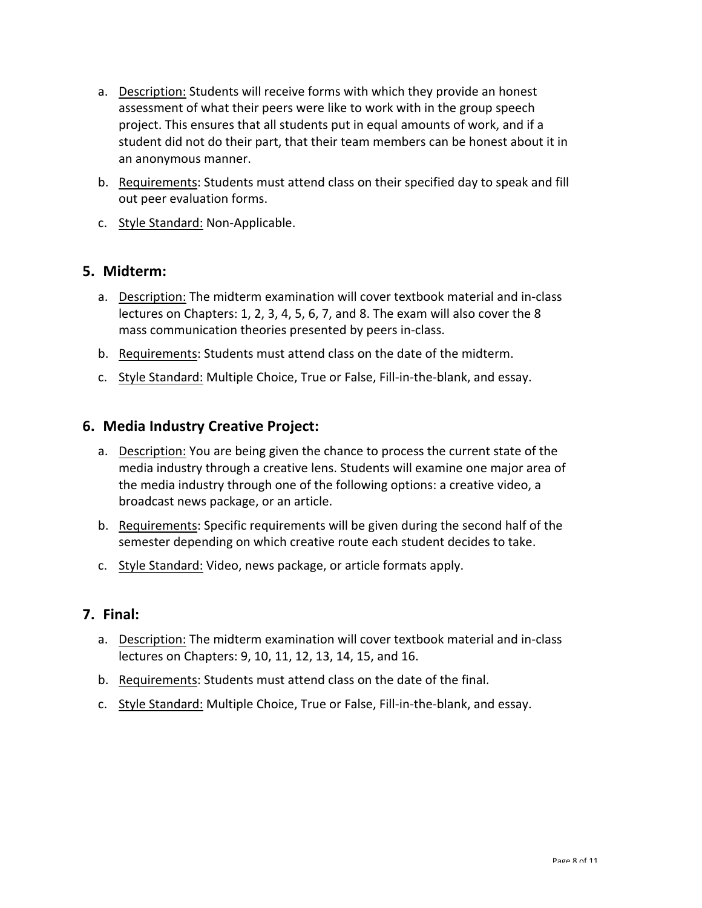a. Description: Students will receive forms with which they provide an honest assessment of what their peers were like to work with in the group speech project. This ensures that all students put in equal amounts of work, and if a student did not do their part, that their team members can be honest about it in an anonymous manner.
b. Requirements: Students must attend class on their specified day to speak and fill out peer evaluation forms.
c. Style Standard: Non-Applicable.

## 5. Midterm:

a. Description: The midterm examination will cover textbook material and in-class lectures on Chapters: 1, 2, 3, 4, 5, 6, 7, and 8. The exam will also cover the 8 mass communication theories presented by peers in-class.
b. Requirements: Students must attend class on the date of the midterm.
c. Style Standard: Multiple Choice, True or False, Fill-in-the-blank, and essay.

## 6. Media Industry Creative Project:

a. Description: You are being given the chance to process the current state of the media industry through a creative lens. Students will examine one major area of the media industry through one of the following options: a creative video, a broadcast news package, or an article.
b. Requirements: Specific requirements will be given during the second half of the semester depending on which creative route each student decides to take.
c. Style Standard: Video, news package, or article formats apply.

## 7. Final:

a. Description: The midterm examination will cover textbook material and in-class lectures on Chapters: 9, 10, 11, 12, 13, 14, 15, and 16.
b. Requirements: Students must attend class on the date of the final.
c. Style Standard: Multiple Choice, True or False, Fill-in-the-blank, and essay.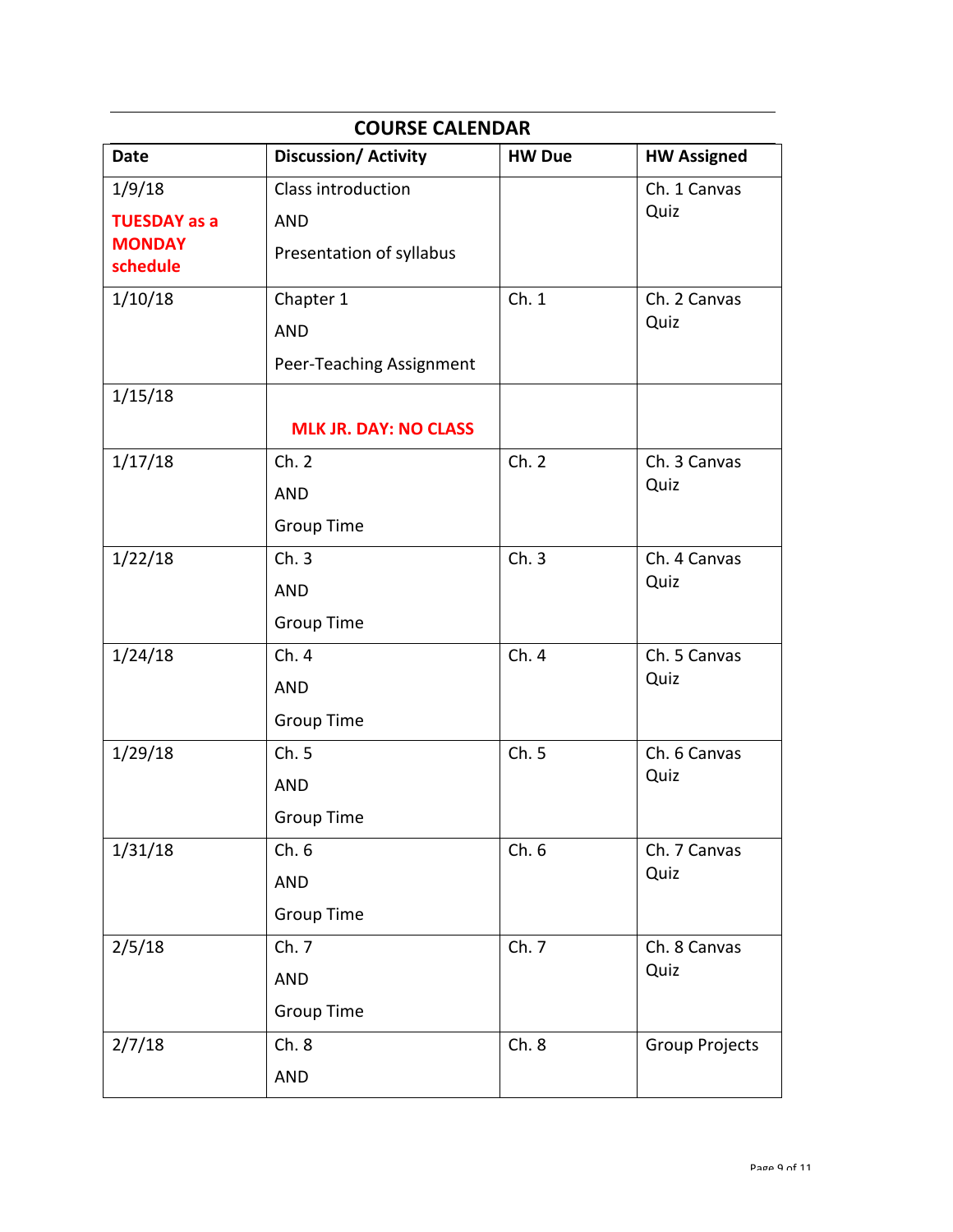## COURSE CALENDAR

| Date | Discussion/ Activity | HW Due | HW Assigned |
|---|---|---|---|
| 1/9/18 **TUESDAY as a MONDAY schedule** | Class introduction AND Presentation of syllabus | | Ch. 1 Canvas Quiz |
| 1/10/18 | Chapter 1 AND Peer-Teaching Assignment | Ch. 1 | Ch. 2 Canvas Quiz |
| 1/15/18 | **MLK JR. DAY: NO CLASS** | | |
| 1/17/18 | Ch. 2 AND Group Time | Ch. 2 | Ch. 3 Canvas Quiz |
| 1/22/18 | Ch. 3 AND Group Time | Ch. 3 | Ch. 4 Canvas Quiz |
| 1/24/18 | Ch. 4 AND Group Time | Ch. 4 | Ch. 5 Canvas Quiz |
| 1/29/18 | Ch. 5 AND Group Time | Ch. 5 | Ch. 6 Canvas Quiz |
| 1/31/18 | Ch. 6 AND Group Time | Ch. 6 | Ch. 7 Canvas Quiz |
| 2/5/18 | Ch. 7 AND Group Time | Ch. 7 | Ch. 8 Canvas Quiz |
| 2/7/18 | Ch. 8 AND | Ch. 8 | Group Projects |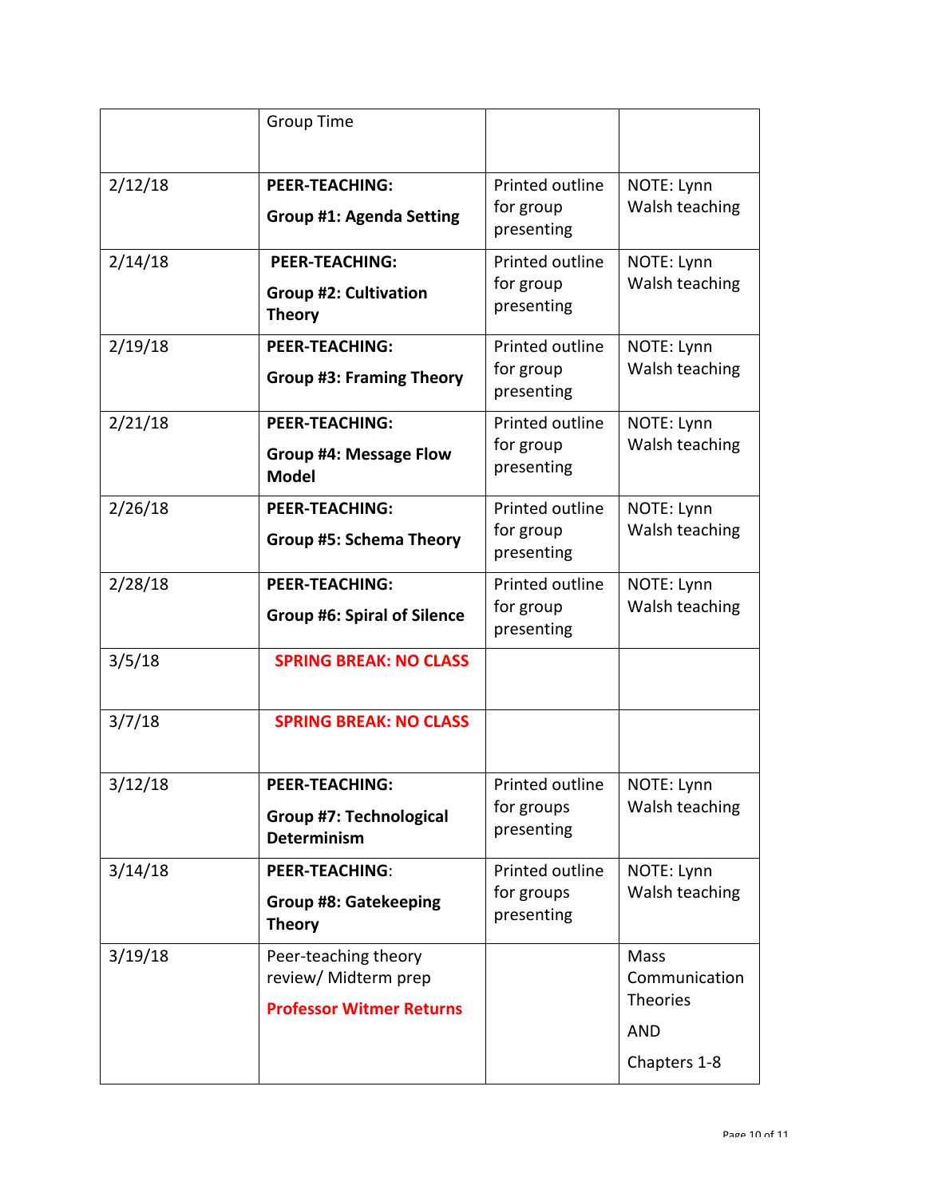| | | | |
|---|---|---|---|
| | Group Time | | |
| 2/12/18 | **PEER-TEACHING:** **Group #1: Agenda Setting** | Printed outline for group presenting | NOTE: Lynn Walsh teaching |
| 2/14/18 | **PEER-TEACHING:** **Group #2: Cultivation Theory** | Printed outline for group presenting | NOTE: Lynn Walsh teaching |
| 2/19/18 | **PEER-TEACHING:** **Group #3: Framing Theory** | Printed outline for group presenting | NOTE: Lynn Walsh teaching |
| 2/21/18 | **PEER-TEACHING:** **Group #4: Message Flow Model** | Printed outline for group presenting | NOTE: Lynn Walsh teaching |
| 2/26/18 | **PEER-TEACHING:** **Group #5: Schema Theory** | Printed outline for group presenting | NOTE: Lynn Walsh teaching |
| 2/28/18 | **PEER-TEACHING:** **Group #6: Spiral of Silence** | Printed outline for group presenting | NOTE: Lynn Walsh teaching |
| 3/5/18 | **SPRING BREAK: NO CLASS** | | |
| 3/7/18 | **SPRING BREAK: NO CLASS** | | |
| 3/12/18 | **PEER-TEACHING:** **Group #7: Technological Determinism** | Printed outline for groups presenting | NOTE: Lynn Walsh teaching |
| 3/14/18 | **PEER-TEACHING**: **Group #8: Gatekeeping Theory** | Printed outline for groups presenting | NOTE: Lynn Walsh teaching |
| 3/19/18 | Peer-teaching theory review/ Midterm prep **Professor Witmer Returns** | | Mass Communication Theories AND Chapters 1-8 |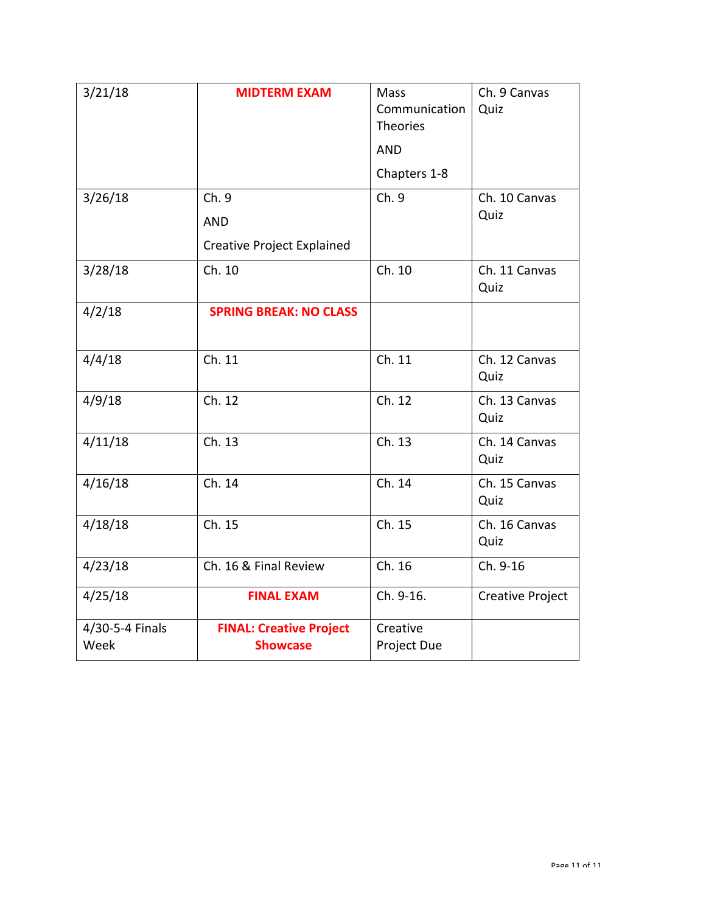| | | | |
|---|---|---|---|
| 3/21/18 | **MIDTERM EXAM** | Mass Communication Theories<br><br>AND<br><br>Chapters 1-8 | Ch. 9 Canvas Quiz |
| 3/26/18 | Ch. 9<br><br>AND<br><br>Creative Project Explained | Ch. 9 | Ch. 10 Canvas Quiz |
| 3/28/18 | Ch. 10 | Ch. 10 | Ch. 11 Canvas Quiz |
| 4/2/18 | **SPRING BREAK: NO CLASS** | | |
| 4/4/18 | Ch. 11 | Ch. 11 | Ch. 12 Canvas Quiz |
| 4/9/18 | Ch. 12 | Ch. 12 | Ch. 13 Canvas Quiz |
| 4/11/18 | Ch. 13 | Ch. 13 | Ch. 14 Canvas Quiz |
| 4/16/18 | Ch. 14 | Ch. 14 | Ch. 15 Canvas Quiz |
| 4/18/18 | Ch. 15 | Ch. 15 | Ch. 16 Canvas Quiz |
| 4/23/18 | Ch. 16 & Final Review | Ch. 16 | Ch. 9-16 |
| 4/25/18 | **FINAL EXAM** | Ch. 9-16. | Creative Project |
| 4/30-5-4 Finals Week | **FINAL: Creative Project Showcase** | Creative Project Due | |